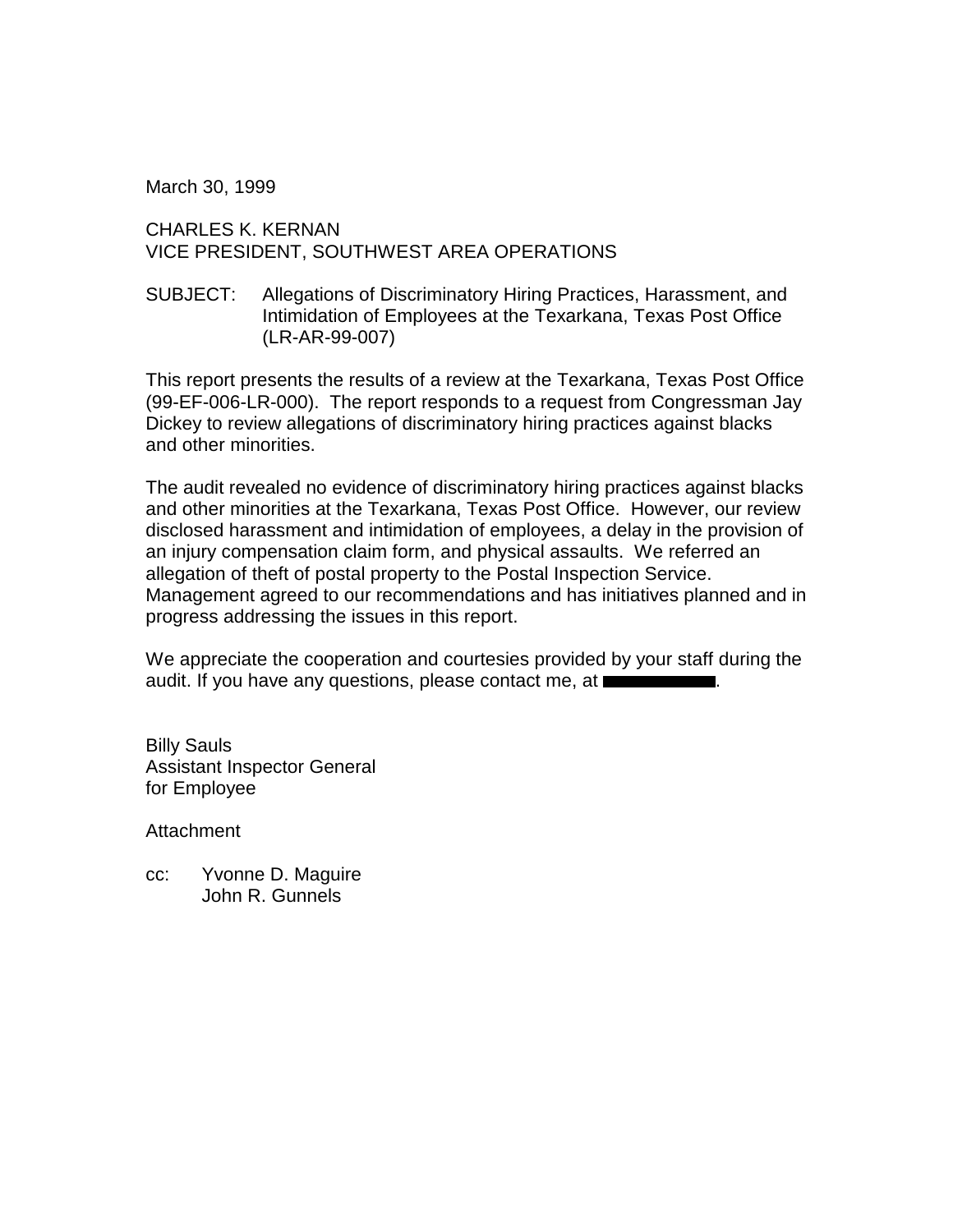March 30, 1999

CHARLES K. KERNAN
VICE PRESIDENT, SOUTHWEST AREA OPERATIONS

SUBJECT: Allegations of Discriminatory Hiring Practices, Harassment, and Intimidation of Employees at the Texarkana, Texas Post Office (LR-AR-99-007)

This report presents the results of a review at the Texarkana, Texas Post Office (99-EF-006-LR-000). The report responds to a request from Congressman Jay Dickey to review allegations of discriminatory hiring practices against blacks and other minorities.

The audit revealed no evidence of discriminatory hiring practices against blacks and other minorities at the Texarkana, Texas Post Office. However, our review disclosed harassment and intimidation of employees, a delay in the provision of an injury compensation claim form, and physical assaults. We referred an allegation of theft of postal property to the Postal Inspection Service. Management agreed to our recommendations and has initiatives planned and in progress addressing the issues in this report.

We appreciate the cooperation and courtesies provided by your staff during the audit. If you have any questions, please contact me, at ██████████.

Billy Sauls
Assistant Inspector General
for Employee

Attachment

cc: Yvonne D. Maguire
John R. Gunnels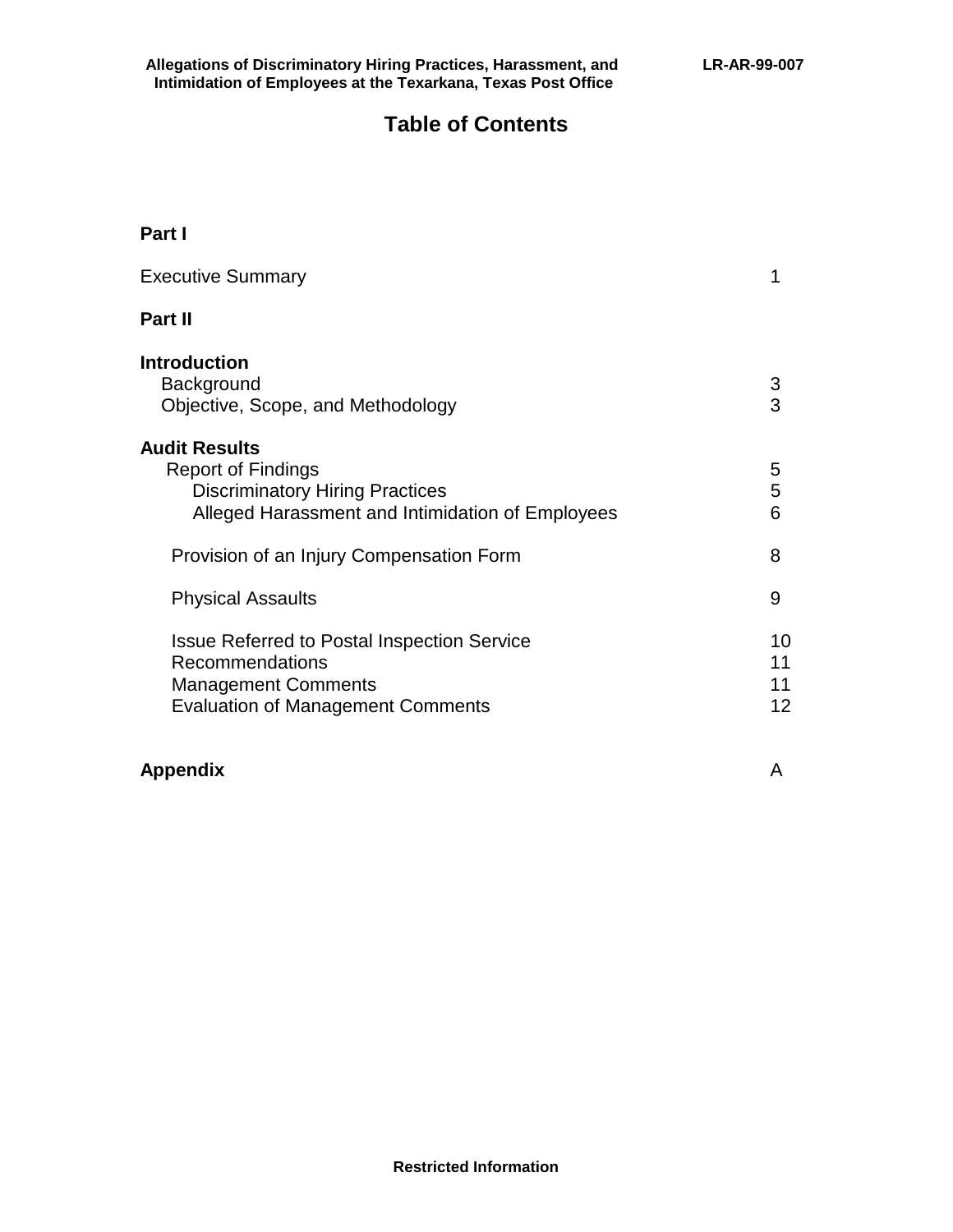# Table of Contents

**Part I**

| | |
|---|---|
| Executive Summary | 1 |

**Part II**

| | |
|---|---|
| **Introduction** | |
| Background | 3 |
| Objective, Scope, and Methodology | 3 |
| **Audit Results** | |
| Report of Findings | 5 |
| Discriminatory Hiring Practices | 5 |
| Alleged Harassment and Intimidation of Employees | 6 |
| Provision of an Injury Compensation Form | 8 |
| Physical Assaults | 9 |
| Issue Referred to Postal Inspection Service | 10 |
| Recommendations | 11 |
| Management Comments | 11 |
| Evaluation of Management Comments | 12 |
| **Appendix** | A |

**Restricted Information**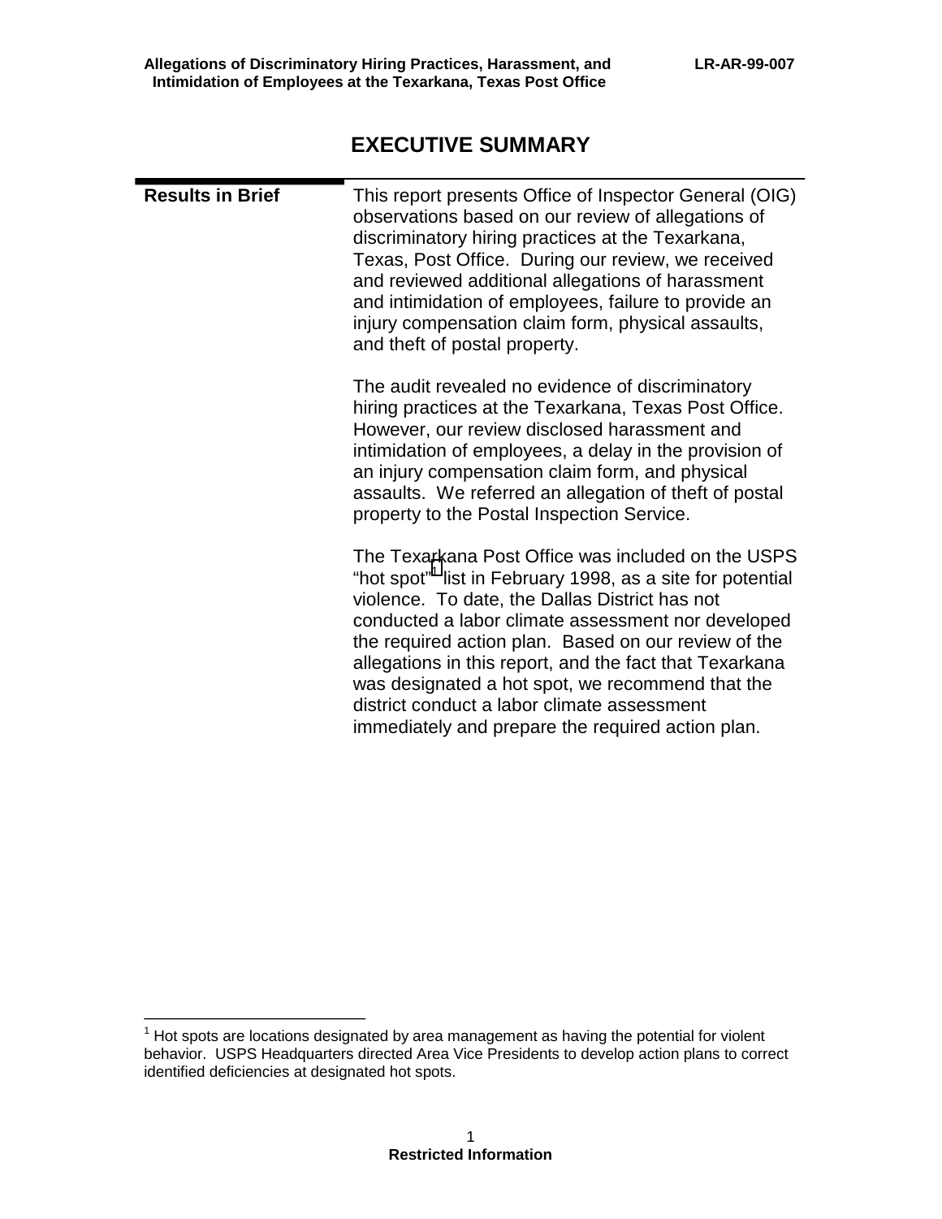# EXECUTIVE SUMMARY

**Results in Brief**

This report presents Office of Inspector General (OIG) observations based on our review of allegations of discriminatory hiring practices at the Texarkana, Texas, Post Office. During our review, we received and reviewed additional allegations of harassment and intimidation of employees, failure to provide an injury compensation claim form, physical assaults, and theft of postal property.

The audit revealed no evidence of discriminatory hiring practices at the Texarkana, Texas Post Office. However, our review disclosed harassment and intimidation of employees, a delay in the provision of an injury compensation claim form, and physical assaults. We referred an allegation of theft of postal property to the Postal Inspection Service.

The Texarkana Post Office was included on the USPS "hot spot"[1] list in February 1998, as a site for potential violence. To date, the Dallas District has not conducted a labor climate assessment nor developed the required action plan. Based on our review of the allegations in this report, and the fact that Texarkana was designated a hot spot, we recommend that the district conduct a labor climate assessment immediately and prepare the required action plan.

---

[1] Hot spots are locations designated by area management as having the potential for violent behavior. USPS Headquarters directed Area Vice Presidents to develop action plans to correct identified deficiencies at designated hot spots.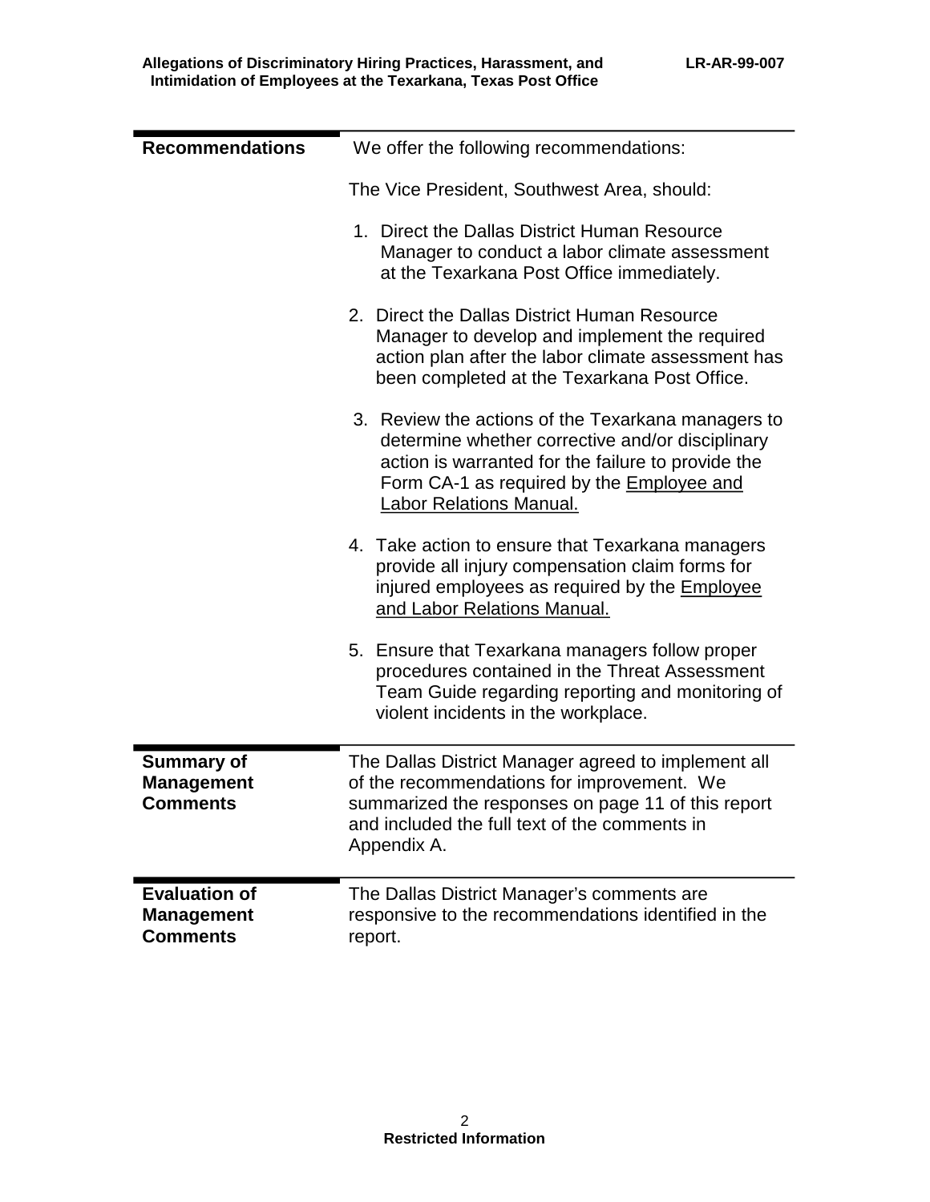## Recommendations

We offer the following recommendations:

The Vice President, Southwest Area, should:

1. Direct the Dallas District Human Resource Manager to conduct a labor climate assessment at the Texarkana Post Office immediately.

2. Direct the Dallas District Human Resource Manager to develop and implement the required action plan after the labor climate assessment has been completed at the Texarkana Post Office.

3. Review the actions of the Texarkana managers to determine whether corrective and/or disciplinary action is warranted for the failure to provide the Form CA-1 as required by the Employee and Labor Relations Manual.

4. Take action to ensure that Texarkana managers provide all injury compensation claim forms for injured employees as required by the Employee and Labor Relations Manual.

5. Ensure that Texarkana managers follow proper procedures contained in the Threat Assessment Team Guide regarding reporting and monitoring of violent incidents in the workplace.

## Summary of Management Comments

The Dallas District Manager agreed to implement all of the recommendations for improvement. We summarized the responses on page 11 of this report and included the full text of the comments in Appendix A.

## Evaluation of Management Comments

The Dallas District Manager's comments are responsive to the recommendations identified in the report.

**Restricted Information**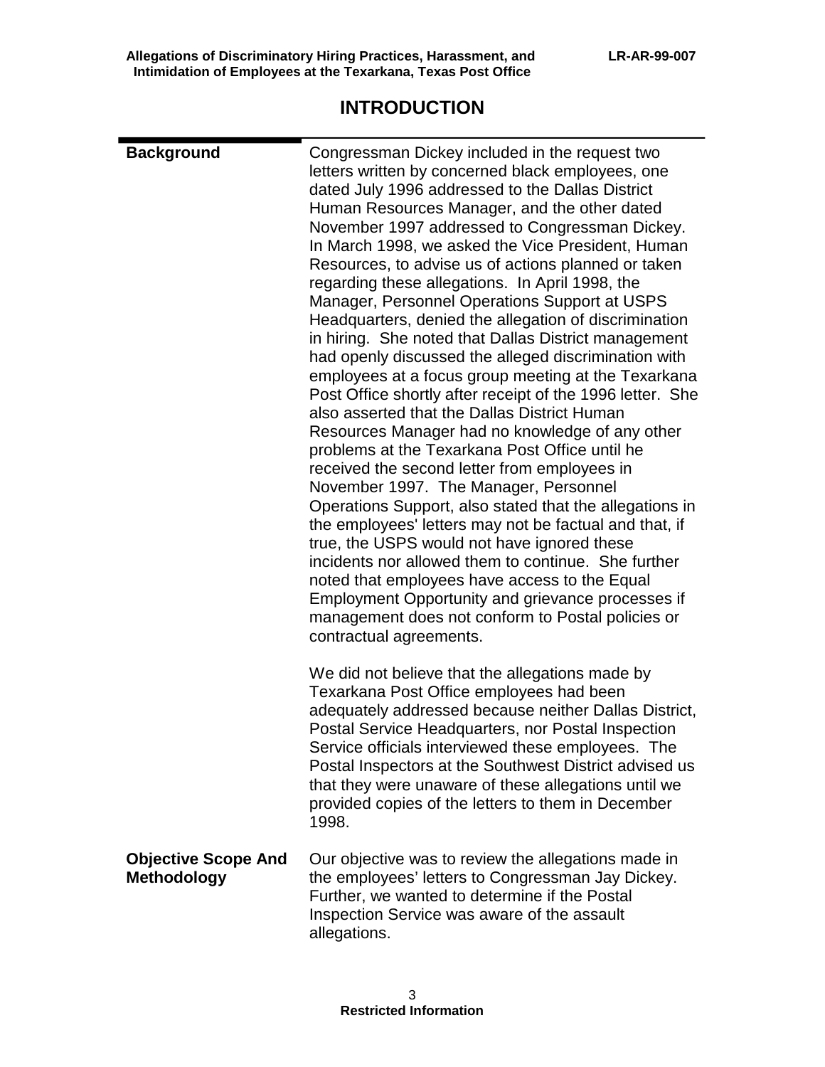# INTRODUCTION

**Background**

Congressman Dickey included in the request two letters written by concerned black employees, one dated July 1996 addressed to the Dallas District Human Resources Manager, and the other dated November 1997 addressed to Congressman Dickey. In March 1998, we asked the Vice President, Human Resources, to advise us of actions planned or taken regarding these allegations. In April 1998, the Manager, Personnel Operations Support at USPS Headquarters, denied the allegation of discrimination in hiring. She noted that Dallas District management had openly discussed the alleged discrimination with employees at a focus group meeting at the Texarkana Post Office shortly after receipt of the 1996 letter. She also asserted that the Dallas District Human Resources Manager had no knowledge of any other problems at the Texarkana Post Office until he received the second letter from employees in November 1997. The Manager, Personnel Operations Support, also stated that the allegations in the employees' letters may not be factual and that, if true, the USPS would not have ignored these incidents nor allowed them to continue. She further noted that employees have access to the Equal Employment Opportunity and grievance processes if management does not conform to Postal policies or contractual agreements.

We did not believe that the allegations made by Texarkana Post Office employees had been adequately addressed because neither Dallas District, Postal Service Headquarters, nor Postal Inspection Service officials interviewed these employees. The Postal Inspectors at the Southwest District advised us that they were unaware of these allegations until we provided copies of the letters to them in December 1998.

**Objective Scope And Methodology**

Our objective was to review the allegations made in the employees' letters to Congressman Jay Dickey. Further, we wanted to determine if the Postal Inspection Service was aware of the assault allegations.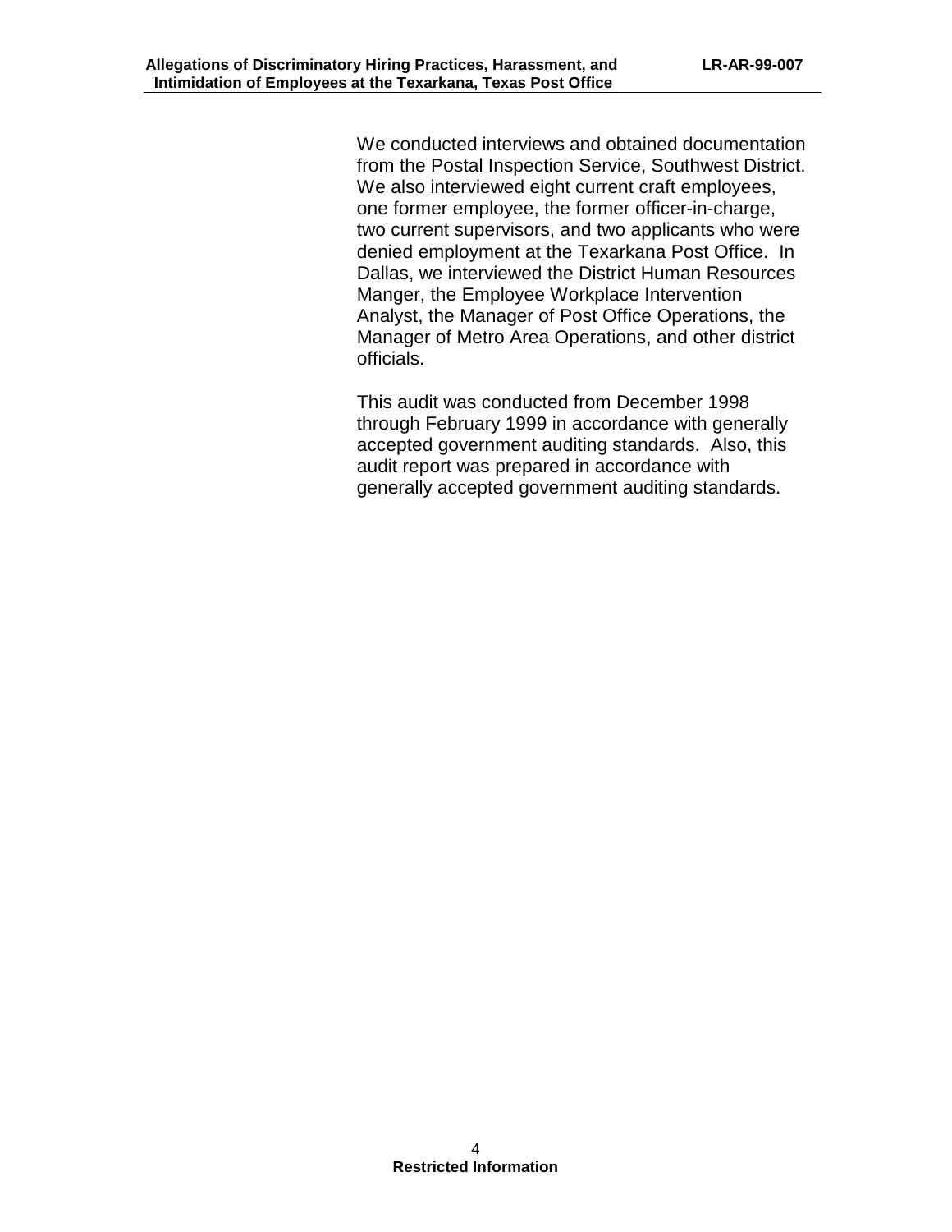We conducted interviews and obtained documentation from the Postal Inspection Service, Southwest District. We also interviewed eight current craft employees, one former employee, the former officer-in-charge, two current supervisors, and two applicants who were denied employment at the Texarkana Post Office. In Dallas, we interviewed the District Human Resources Manger, the Employee Workplace Intervention Analyst, the Manager of Post Office Operations, the Manager of Metro Area Operations, and other district officials.

This audit was conducted from December 1998 through February 1999 in accordance with generally accepted government auditing standards. Also, this audit report was prepared in accordance with generally accepted government auditing standards.

**Restricted Information**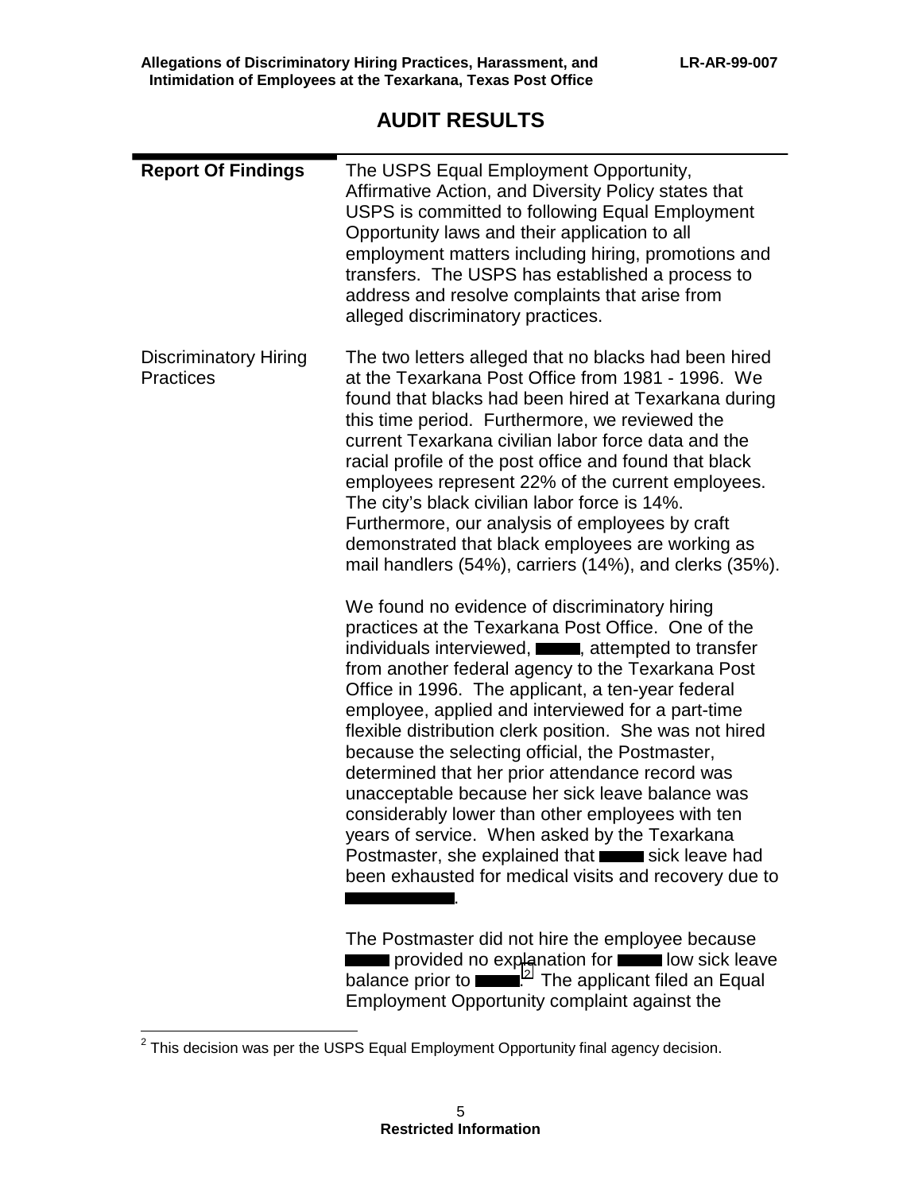# AUDIT RESULTS

**Report Of Findings**

The USPS Equal Employment Opportunity, Affirmative Action, and Diversity Policy states that USPS is committed to following Equal Employment Opportunity laws and their application to all employment matters including hiring, promotions and transfers. The USPS has established a process to address and resolve complaints that arise from alleged discriminatory practices.

Discriminatory Hiring Practices

The two letters alleged that no blacks had been hired at the Texarkana Post Office from 1981 - 1996. We found that blacks had been hired at Texarkana during this time period. Furthermore, we reviewed the current Texarkana civilian labor force data and the racial profile of the post office and found that black employees represent 22% of the current employees. The city's black civilian labor force is 14%. Furthermore, our analysis of employees by craft demonstrated that black employees are working as mail handlers (54%), carriers (14%), and clerks (35%).

We found no evidence of discriminatory hiring practices at the Texarkana Post Office. One of the individuals interviewed, ▬▬, attempted to transfer from another federal agency to the Texarkana Post Office in 1996. The applicant, a ten-year federal employee, applied and interviewed for a part-time flexible distribution clerk position. She was not hired because the selecting official, the Postmaster, determined that her prior attendance record was unacceptable because her sick leave balance was considerably lower than other employees with ten years of service. When asked by the Texarkana Postmaster, she explained that ▬▬ sick leave had been exhausted for medical visits and recovery due to ▬▬▬▬.

The Postmaster did not hire the employee because ▬▬ provided no explanation for ▬▬ low sick leave balance prior to ▬▬.[2] The applicant filed an Equal Employment Opportunity complaint against the

[2] This decision was per the USPS Equal Employment Opportunity final agency decision.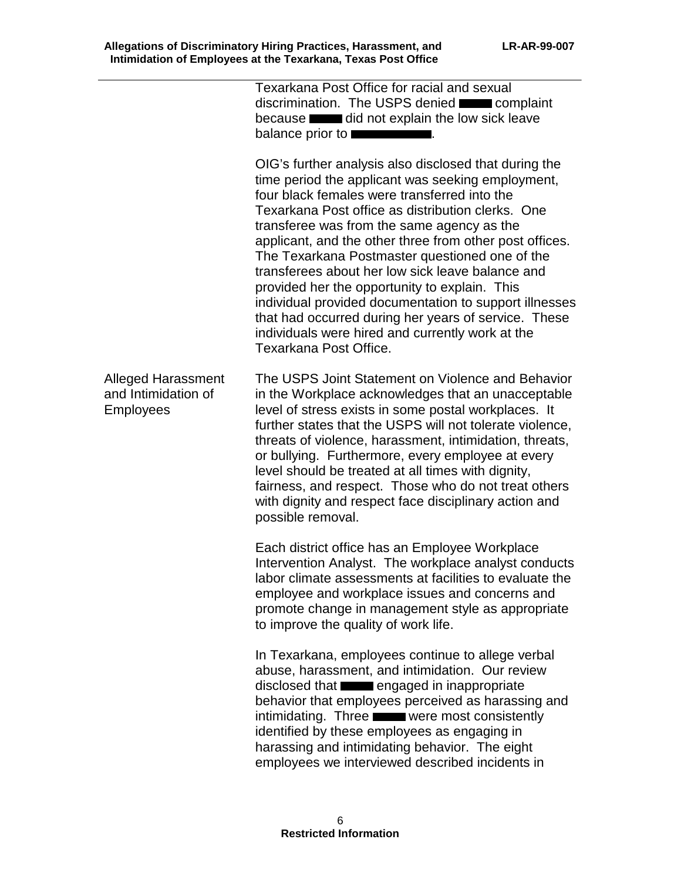Texarkana Post Office for racial and sexual discrimination. The USPS denied ████ complaint because ████ did not explain the low sick leave balance prior to ██████████.

OIG's further analysis also disclosed that during the time period the applicant was seeking employment, four black females were transferred into the Texarkana Post office as distribution clerks. One transferee was from the same agency as the applicant, and the other three from other post offices. The Texarkana Postmaster questioned one of the transferees about her low sick leave balance and provided her the opportunity to explain. This individual provided documentation to support illnesses that had occurred during her years of service. These individuals were hired and currently work at the Texarkana Post Office.

**Alleged Harassment and Intimidation of Employees**

The USPS Joint Statement on Violence and Behavior in the Workplace acknowledges that an unacceptable level of stress exists in some postal workplaces. It further states that the USPS will not tolerate violence, threats of violence, harassment, intimidation, threats, or bullying. Furthermore, every employee at every level should be treated at all times with dignity, fairness, and respect. Those who do not treat others with dignity and respect face disciplinary action and possible removal.

Each district office has an Employee Workplace Intervention Analyst. The workplace analyst conducts labor climate assessments at facilities to evaluate the employee and workplace issues and concerns and promote change in management style as appropriate to improve the quality of work life.

In Texarkana, employees continue to allege verbal abuse, harassment, and intimidation. Our review disclosed that ████ engaged in inappropriate behavior that employees perceived as harassing and intimidating. Three ████ were most consistently identified by these employees as engaging in harassing and intimidating behavior. The eight employees we interviewed described incidents in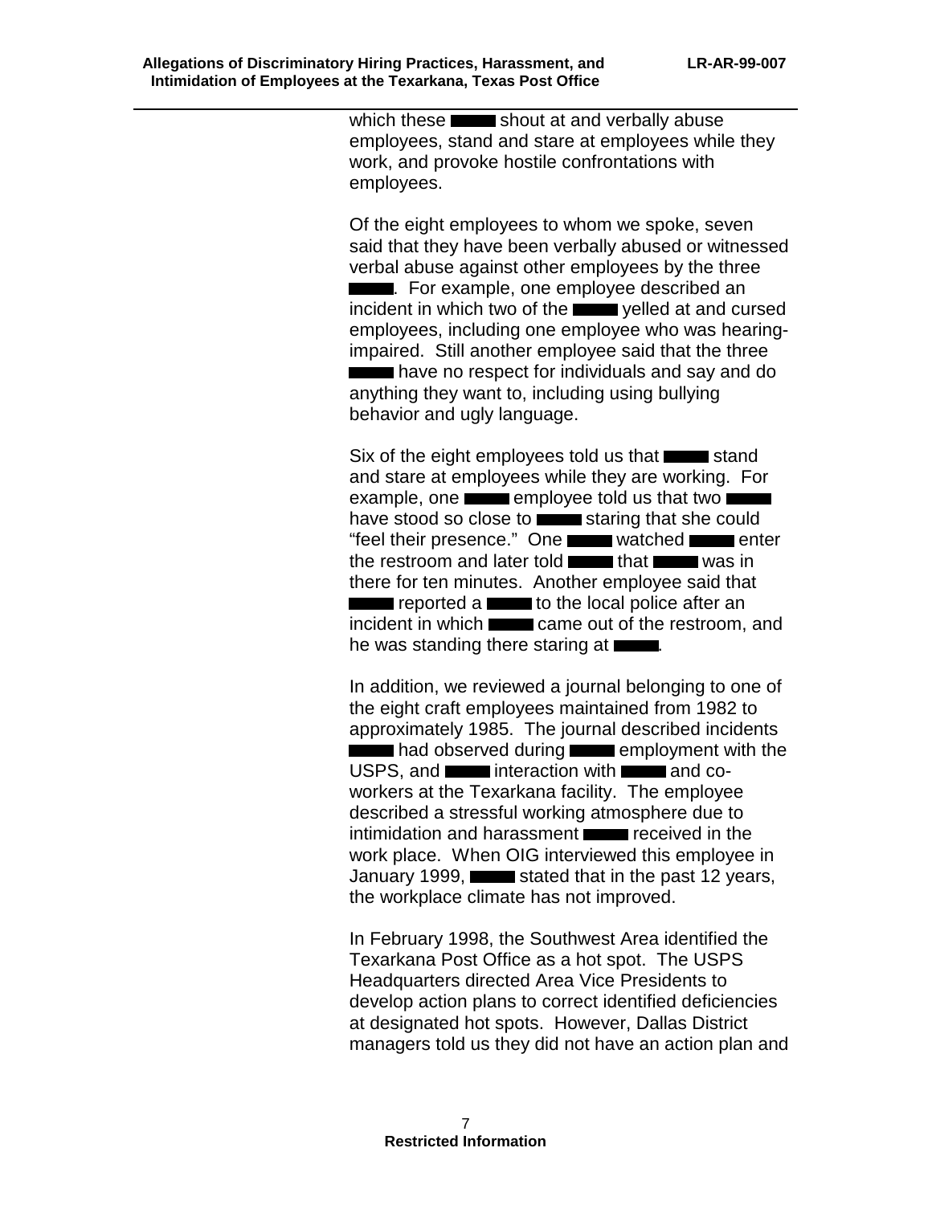which these ████ shout at and verbally abuse employees, stand and stare at employees while they work, and provoke hostile confrontations with employees.

Of the eight employees to whom we spoke, seven said that they have been verbally abused or witnessed verbal abuse against other employees by the three ████. For example, one employee described an incident in which two of the ████ yelled at and cursed employees, including one employee who was hearing-impaired. Still another employee said that the three ████ have no respect for individuals and say and do anything they want to, including using bullying behavior and ugly language.

Six of the eight employees told us that ████ stand and stare at employees while they are working. For example, one ████ employee told us that two ████ have stood so close to ████ staring that she could "feel their presence." One ████ watched ████ enter the restroom and later told ████ that ████ was in there for ten minutes. Another employee said that ████ reported a ████ to the local police after an incident in which ████ came out of the restroom, and he was standing there staring at ████.

In addition, we reviewed a journal belonging to one of the eight craft employees maintained from 1982 to approximately 1985. The journal described incidents ████ had observed during ████ employment with the USPS, and ████ interaction with ████ and co-workers at the Texarkana facility. The employee described a stressful working atmosphere due to intimidation and harassment ████ received in the work place. When OIG interviewed this employee in January 1999, ████ stated that in the past 12 years, the workplace climate has not improved.

In February 1998, the Southwest Area identified the Texarkana Post Office as a hot spot. The USPS Headquarters directed Area Vice Presidents to develop action plans to correct identified deficiencies at designated hot spots. However, Dallas District managers told us they did not have an action plan and

**Restricted Information**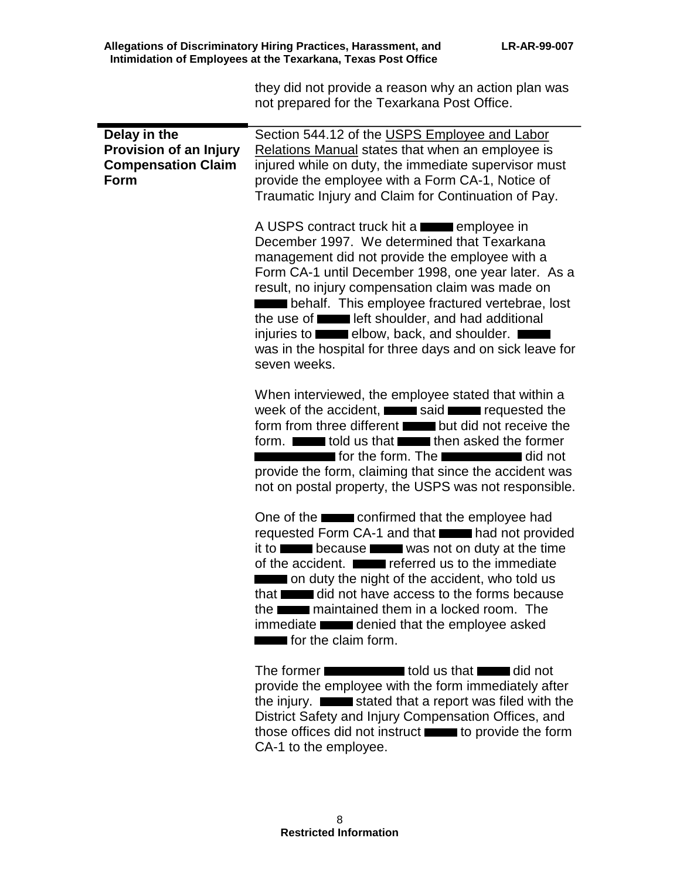they did not provide a reason why an action plan was not prepared for the Texarkana Post Office.

**Delay in the Provision of an Injury Compensation Claim Form**

Section 544.12 of the USPS Employee and Labor Relations Manual states that when an employee is injured while on duty, the immediate supervisor must provide the employee with a Form CA-1, Notice of Traumatic Injury and Claim for Continuation of Pay.

A USPS contract truck hit a ████ employee in December 1997. We determined that Texarkana management did not provide the employee with a Form CA-1 until December 1998, one year later. As a result, no injury compensation claim was made on ████ behalf. This employee fractured vertebrae, lost the use of ████ left shoulder, and had additional injuries to ████ elbow, back, and shoulder. ████ was in the hospital for three days and on sick leave for seven weeks.

When interviewed, the employee stated that within a week of the accident, ████ said ████ requested the form from three different ████ but did not receive the form. ████ told us that ████ then asked the former ████████ for the form. The ████████ did not provide the form, claiming that since the accident was not on postal property, the USPS was not responsible.

One of the ████ confirmed that the employee had requested Form CA-1 and that ████ had not provided it to ████ because ████ was not on duty at the time of the accident. ████ referred us to the immediate ████ on duty the night of the accident, who told us that ████ did not have access to the forms because the ████ maintained them in a locked room. The immediate ████ denied that the employee asked ████ for the claim form.

The former ████████ told us that ████ did not provide the employee with the form immediately after the injury. ████ stated that a report was filed with the District Safety and Injury Compensation Offices, and those offices did not instruct ████ to provide the form CA-1 to the employee.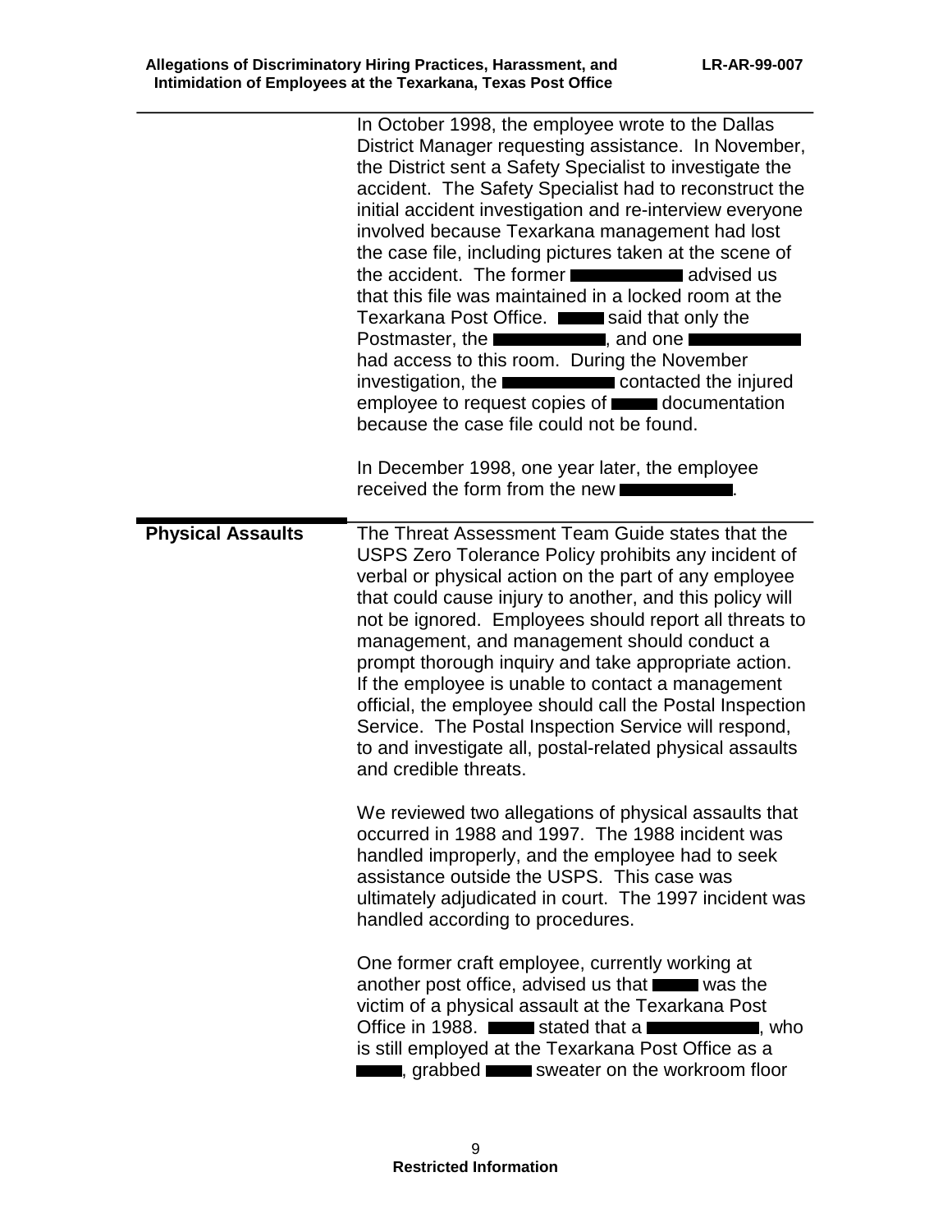In October 1998, the employee wrote to the Dallas District Manager requesting assistance. In November, the District sent a Safety Specialist to investigate the accident. The Safety Specialist had to reconstruct the initial accident investigation and re-interview everyone involved because Texarkana management had lost the case file, including pictures taken at the scene of the accident. The former ████████ advised us that this file was maintained in a locked room at the Texarkana Post Office. ████ said that only the Postmaster, the ████████, and one ████████ had access to this room. During the November investigation, the ████████ contacted the injured employee to request copies of ████ documentation because the case file could not be found.

In December 1998, one year later, the employee received the form from the new ████████.

## Physical Assaults

The Threat Assessment Team Guide states that the USPS Zero Tolerance Policy prohibits any incident of verbal or physical action on the part of any employee that could cause injury to another, and this policy will not be ignored. Employees should report all threats to management, and management should conduct a prompt thorough inquiry and take appropriate action. If the employee is unable to contact a management official, the employee should call the Postal Inspection Service. The Postal Inspection Service will respond, to and investigate all, postal-related physical assaults and credible threats.

We reviewed two allegations of physical assaults that occurred in 1988 and 1997. The 1988 incident was handled improperly, and the employee had to seek assistance outside the USPS. This case was ultimately adjudicated in court. The 1997 incident was handled according to procedures.

One former craft employee, currently working at another post office, advised us that ████ was the victim of a physical assault at the Texarkana Post Office in 1988. ████ stated that a ████████, who is still employed at the Texarkana Post Office as a ████, grabbed ████ sweater on the workroom floor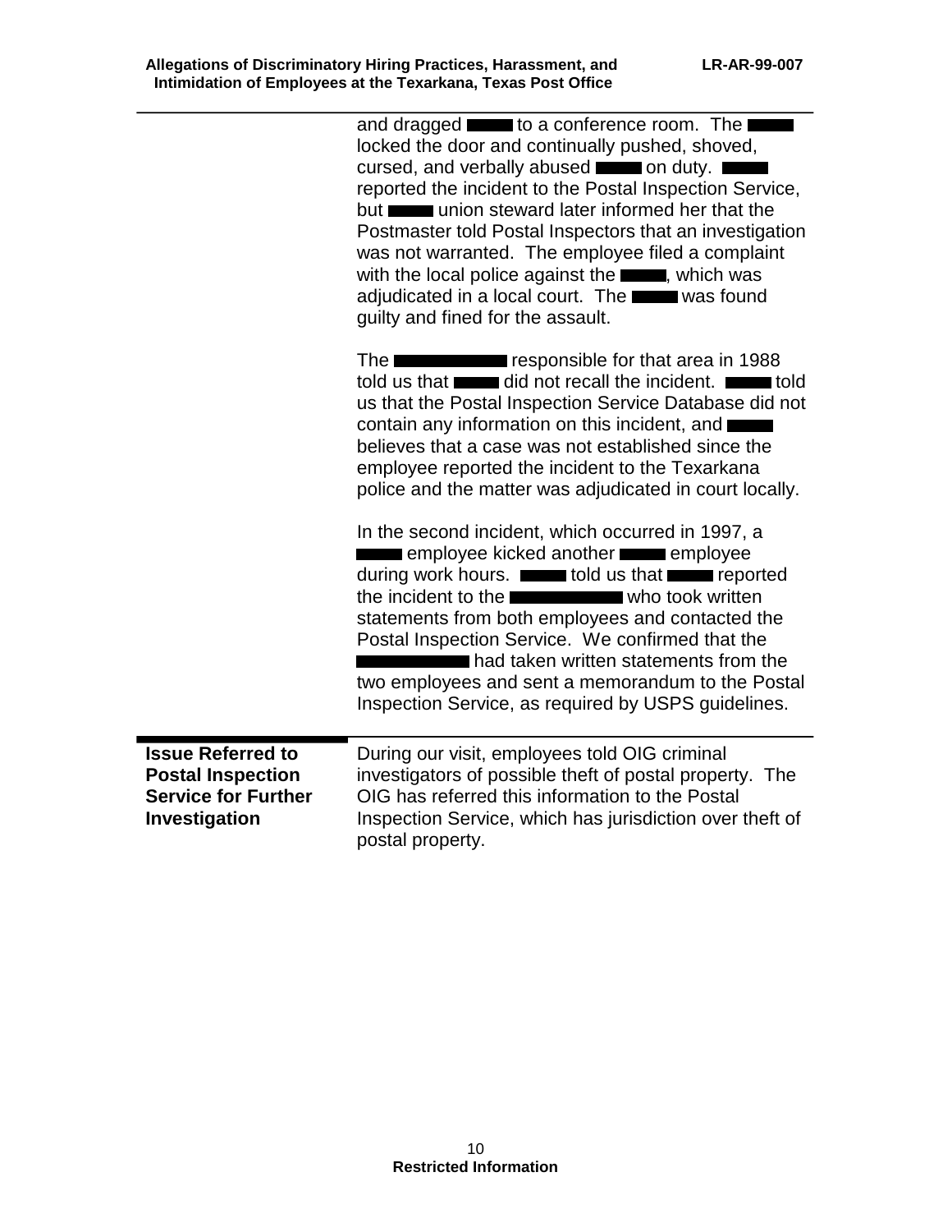and dragged ▬▬ to a conference room. The ▬▬ locked the door and continually pushed, shoved, cursed, and verbally abused ▬▬ on duty. ▬▬ reported the incident to the Postal Inspection Service, but ▬▬ union steward later informed her that the Postmaster told Postal Inspectors that an investigation was not warranted. The employee filed a complaint with the local police against the ▬▬, which was adjudicated in a local court. The ▬▬ was found guilty and fined for the assault.

The ▬▬▬▬▬ responsible for that area in 1988 told us that ▬▬ did not recall the incident. ▬▬ told us that the Postal Inspection Service Database did not contain any information on this incident, and ▬▬ believes that a case was not established since the employee reported the incident to the Texarkana police and the matter was adjudicated in court locally.

In the second incident, which occurred in 1997, a ▬▬ employee kicked another ▬▬ employee during work hours. ▬▬ told us that ▬▬ reported the incident to the ▬▬▬▬▬ who took written statements from both employees and contacted the Postal Inspection Service. We confirmed that the ▬▬▬▬▬ had taken written statements from the two employees and sent a memorandum to the Postal Inspection Service, as required by USPS guidelines.

**Issue Referred to Postal Inspection Service for Further Investigation**

During our visit, employees told OIG criminal investigators of possible theft of postal property. The OIG has referred this information to the Postal Inspection Service, which has jurisdiction over theft of postal property.

**Restricted Information**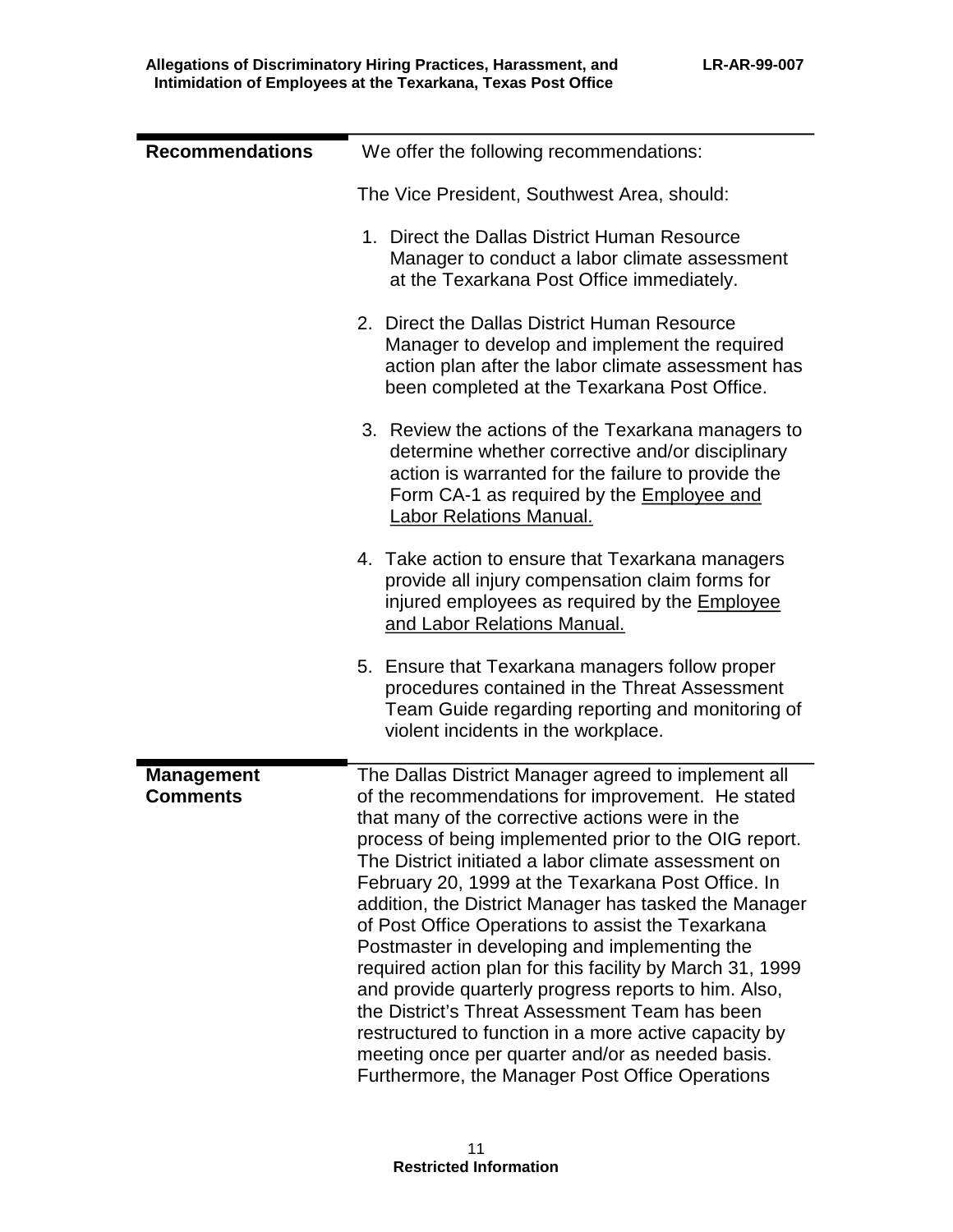## Recommendations

We offer the following recommendations:

The Vice President, Southwest Area, should:

1. Direct the Dallas District Human Resource Manager to conduct a labor climate assessment at the Texarkana Post Office immediately.

2. Direct the Dallas District Human Resource Manager to develop and implement the required action plan after the labor climate assessment has been completed at the Texarkana Post Office.

3. Review the actions of the Texarkana managers to determine whether corrective and/or disciplinary action is warranted for the failure to provide the Form CA-1 as required by the Employee and Labor Relations Manual.

4. Take action to ensure that Texarkana managers provide all injury compensation claim forms for injured employees as required by the Employee and Labor Relations Manual.

5. Ensure that Texarkana managers follow proper procedures contained in the Threat Assessment Team Guide regarding reporting and monitoring of violent incidents in the workplace.

## Management Comments

The Dallas District Manager agreed to implement all of the recommendations for improvement. He stated that many of the corrective actions were in the process of being implemented prior to the OIG report. The District initiated a labor climate assessment on February 20, 1999 at the Texarkana Post Office. In addition, the District Manager has tasked the Manager of Post Office Operations to assist the Texarkana Postmaster in developing and implementing the required action plan for this facility by March 31, 1999 and provide quarterly progress reports to him. Also, the District's Threat Assessment Team has been restructured to function in a more active capacity by meeting once per quarter and/or as needed basis. Furthermore, the Manager Post Office Operations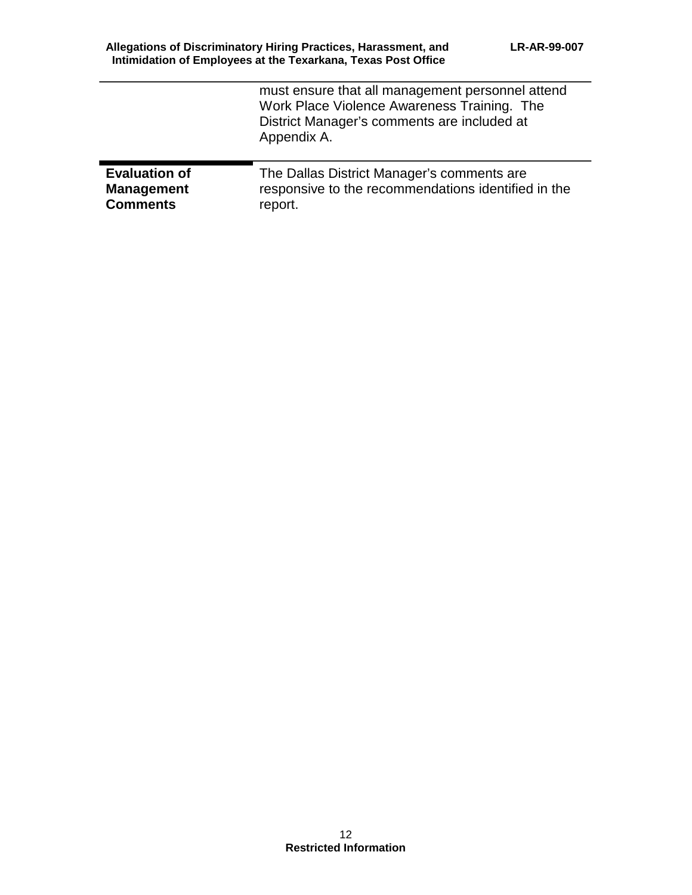must ensure that all management personnel attend Work Place Violence Awareness Training. The District Manager's comments are included at Appendix A.

**Evaluation of Management Comments**

The Dallas District Manager's comments are responsive to the recommendations identified in the report.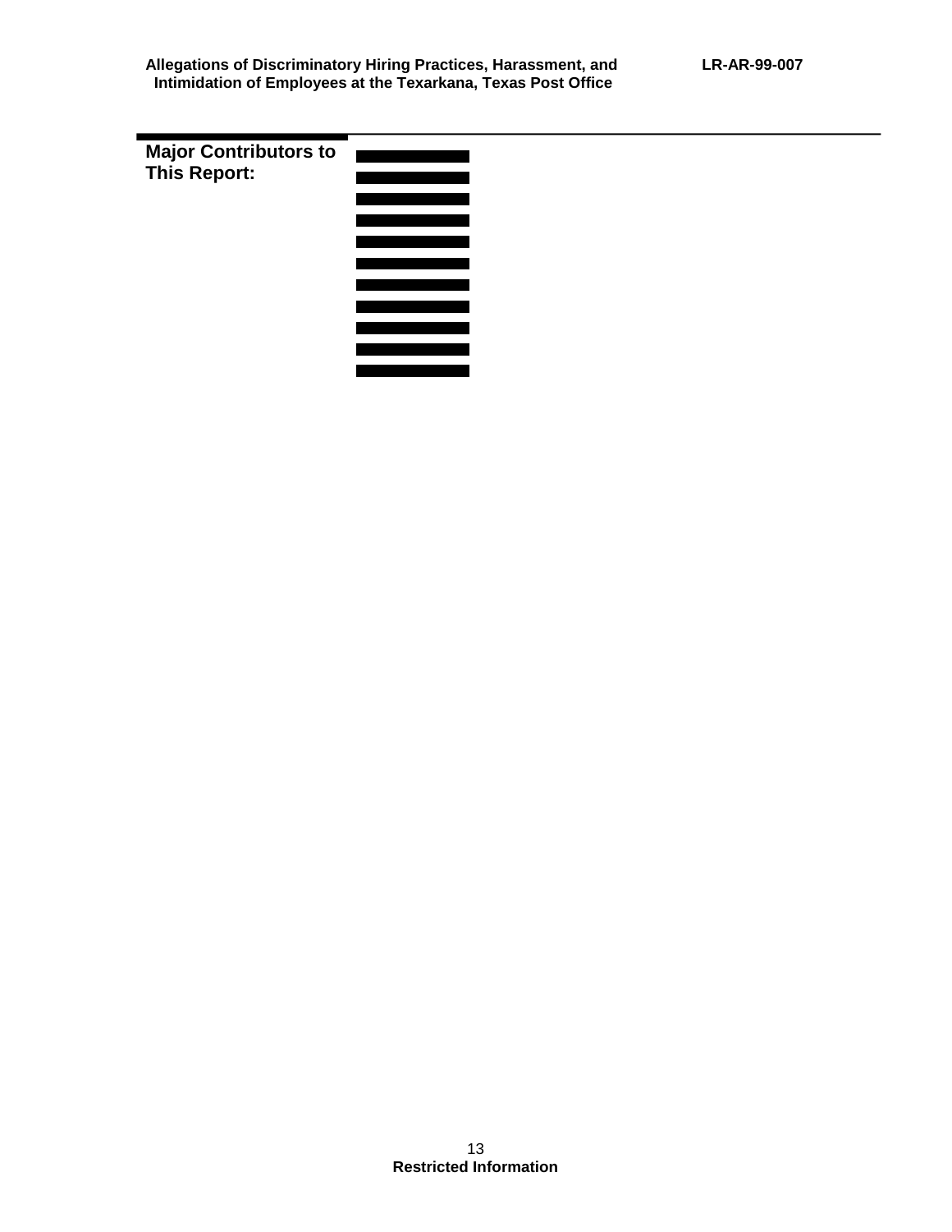**Major Contributors to This Report:**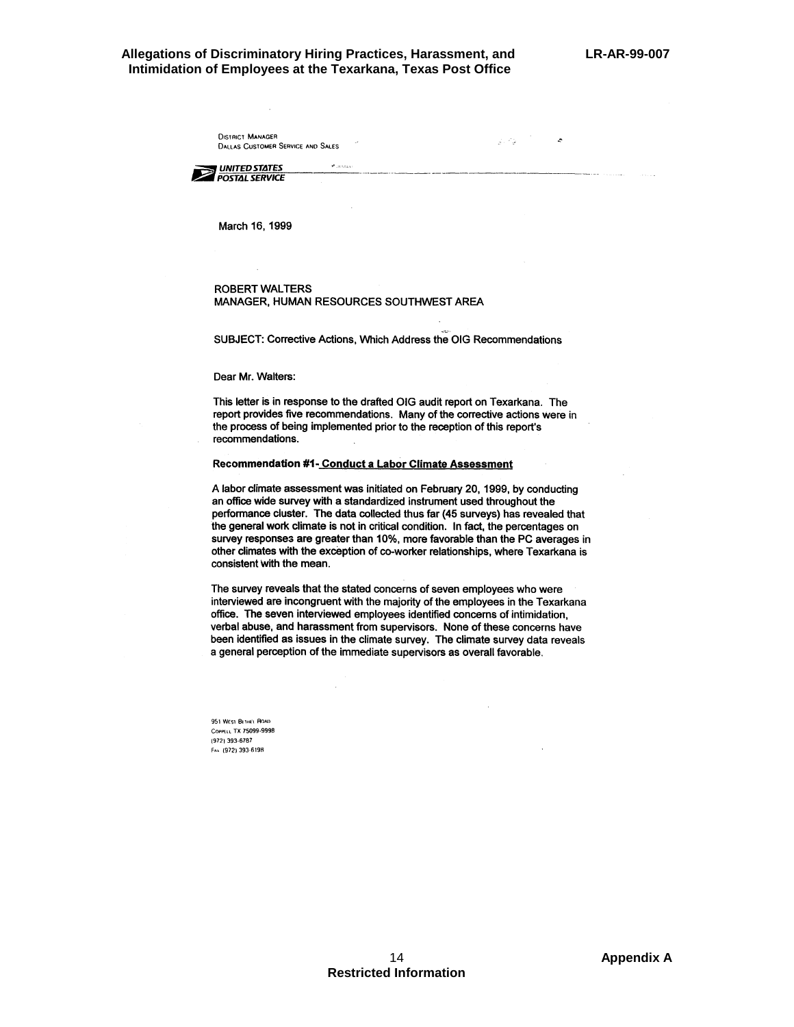DISTRICT MANAGER
DALLAS CUSTOMER SERVICE AND SALES

UNITED STATES
POSTAL SERVICE

March 16, 1999

ROBERT WALTERS
MANAGER, HUMAN RESOURCES SOUTHWEST AREA

SUBJECT: Corrective Actions, Which Address the OIG Recommendations

Dear Mr. Walters:

This letter is in response to the drafted OIG audit report on Texarkana. The report provides five recommendations. Many of the corrective actions were in the process of being implemented prior to the reception of this report's recommendations.

**Recommendation #1- Conduct a Labor Climate Assessment**

A labor climate assessment was initiated on February 20, 1999, by conducting an office wide survey with a standardized instrument used throughout the performance cluster. The data collected thus far (45 surveys) has revealed that the general work climate is not in critical condition. In fact, the percentages on survey responses are greater than 10%, more favorable than the PC averages in other climates with the exception of co-worker relationships, where Texarkana is consistent with the mean.

The survey reveals that the stated concerns of seven employees who were interviewed are incongruent with the majority of the employees in the Texarkana office. The seven interviewed employees identified concerns of intimidation, verbal abuse, and harassment from supervisors. None of these concerns have been identified as issues in the climate survey. The climate survey data reveals a general perception of the immediate supervisors as overall favorable.

951 WEST BETHEL ROAD
COPPELL TX 75099-9998
(972) 393-6787
FAX (972) 393-6198

Appendix A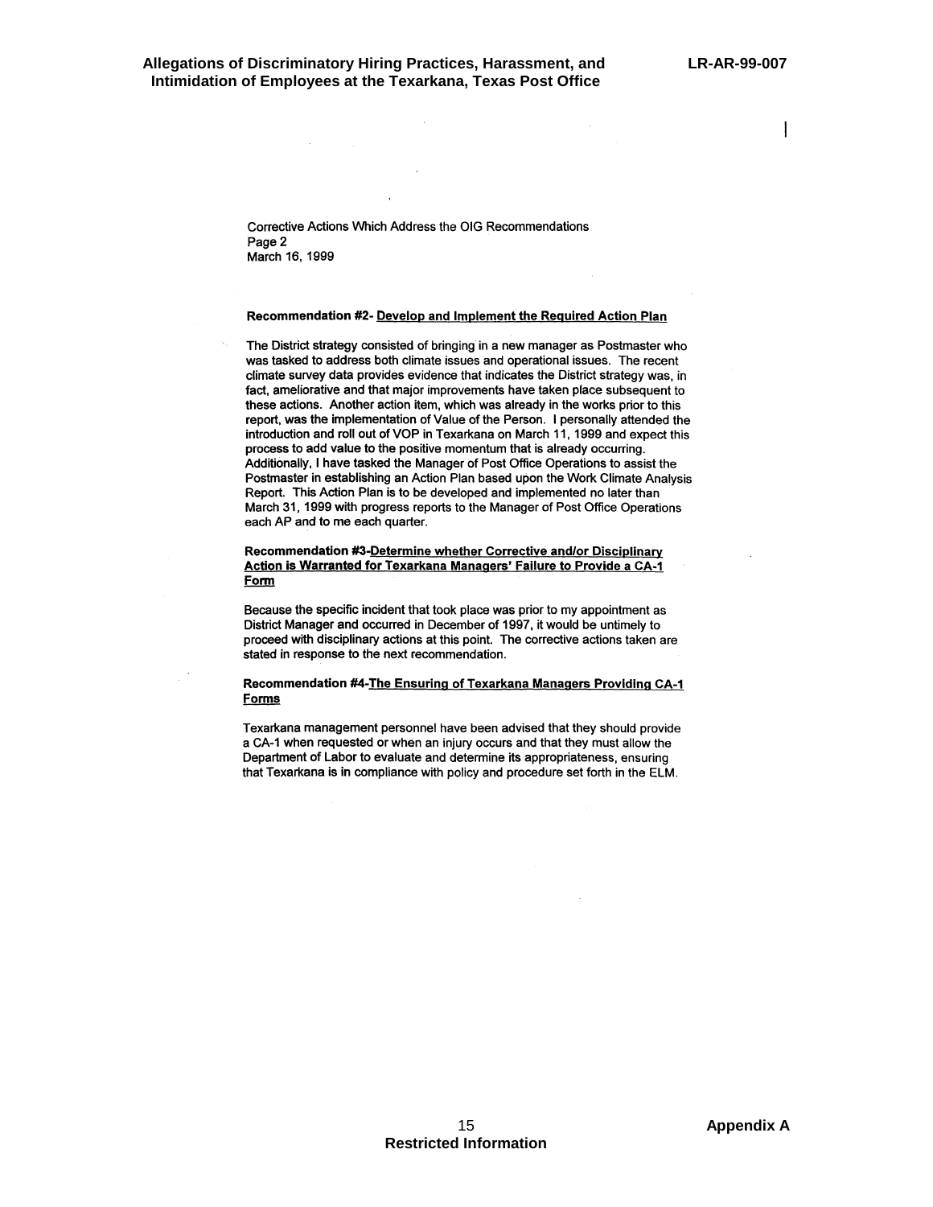Corrective Actions Which Address the OIG Recommendations
Page 2
March 16, 1999

**Recommendation #2- Develop and Implement the Required Action Plan**

The District strategy consisted of bringing in a new manager as Postmaster who was tasked to address both climate issues and operational issues. The recent climate survey data provides evidence that indicates the District strategy was, in fact, ameliorative and that major improvements have taken place subsequent to these actions. Another action item, which was already in the works prior to this report, was the implementation of Value of the Person. I personally attended the introduction and roll out of VOP in Texarkana on March 11, 1999 and expect this process to add value to the positive momentum that is already occurring. Additionally, I have tasked the Manager of Post Office Operations to assist the Postmaster in establishing an Action Plan based upon the Work Climate Analysis Report. This Action Plan is to be developed and implemented no later than March 31, 1999 with progress reports to the Manager of Post Office Operations each AP and to me each quarter.

**Recommendation #3-Determine whether Corrective and/or Disciplinary Action is Warranted for Texarkana Managers' Failure to Provide a CA-1 Form**

Because the specific incident that took place was prior to my appointment as District Manager and occurred in December of 1997, it would be untimely to proceed with disciplinary actions at this point. The corrective actions taken are stated in response to the next recommendation.

**Recommendation #4-The Ensuring of Texarkana Managers Providing CA-1 Forms**

Texarkana management personnel have been advised that they should provide a CA-1 when requested or when an injury occurs and that they must allow the Department of Labor to evaluate and determine its appropriateness, ensuring that Texarkana is in compliance with policy and procedure set forth in the ELM.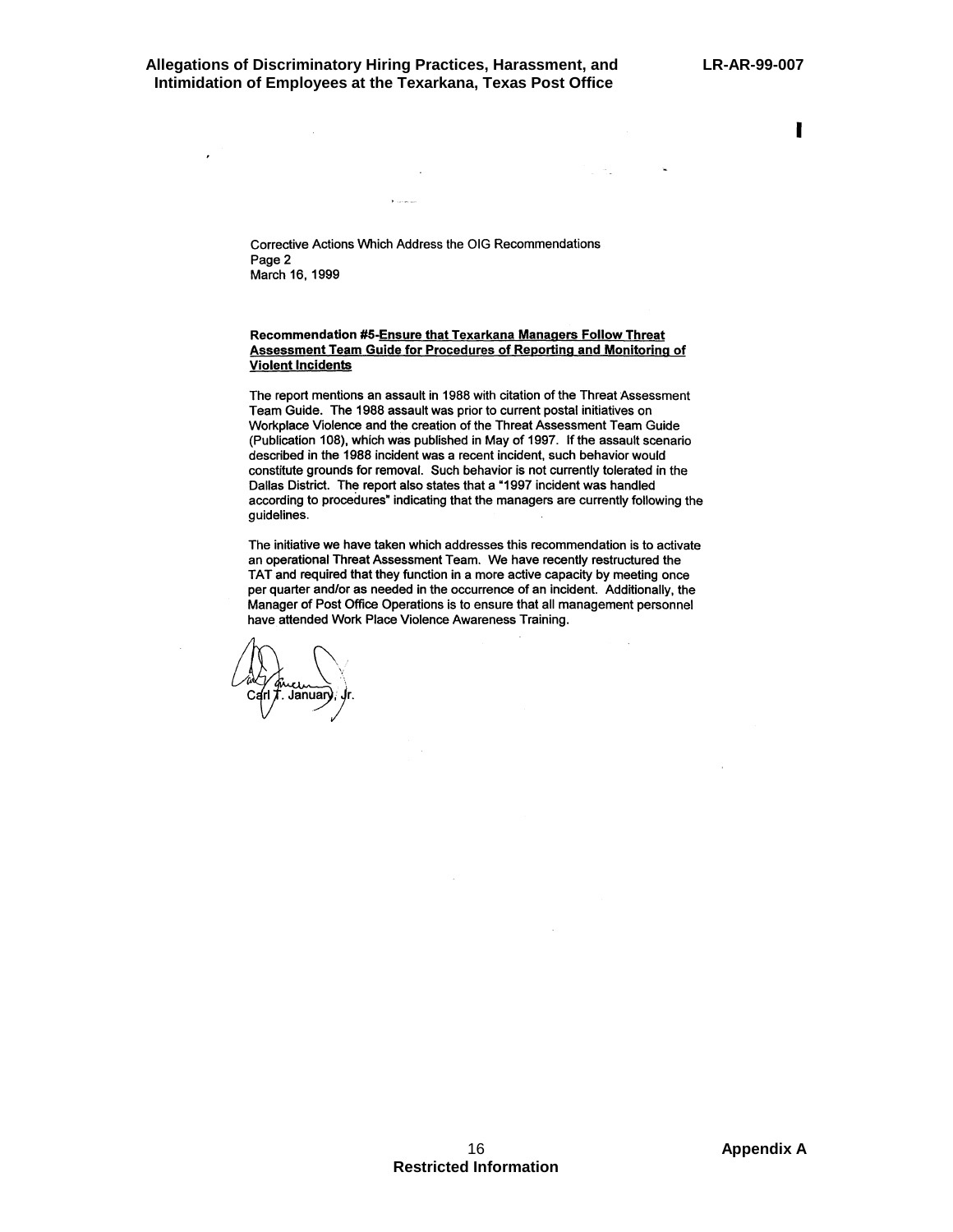Corrective Actions Which Address the OIG Recommendations
Page 2
March 16, 1999

**Recommendation #5-Ensure that Texarkana Managers Follow Threat Assessment Team Guide for Procedures of Reporting and Monitoring of Violent Incidents**

The report mentions an assault in 1988 with citation of the Threat Assessment Team Guide. The 1988 assault was prior to current postal initiatives on Workplace Violence and the creation of the Threat Assessment Team Guide (Publication 108), which was published in May of 1997. If the assault scenario described in the 1988 incident was a recent incident, such behavior would constitute grounds for removal. Such behavior is not currently tolerated in the Dallas District. The report also states that a "1997 incident was handled according to procedures" indicating that the managers are currently following the guidelines.

The initiative we have taken which addresses this recommendation is to activate an operational Threat Assessment Team. We have recently restructured the TAT and required that they function in a more active capacity by meeting once per quarter and/or as needed in the occurrence of an incident. Additionally, the Manager of Post Office Operations is to ensure that all management personnel have attended Work Place Violence Awareness Training.

Carl T. January, Jr.